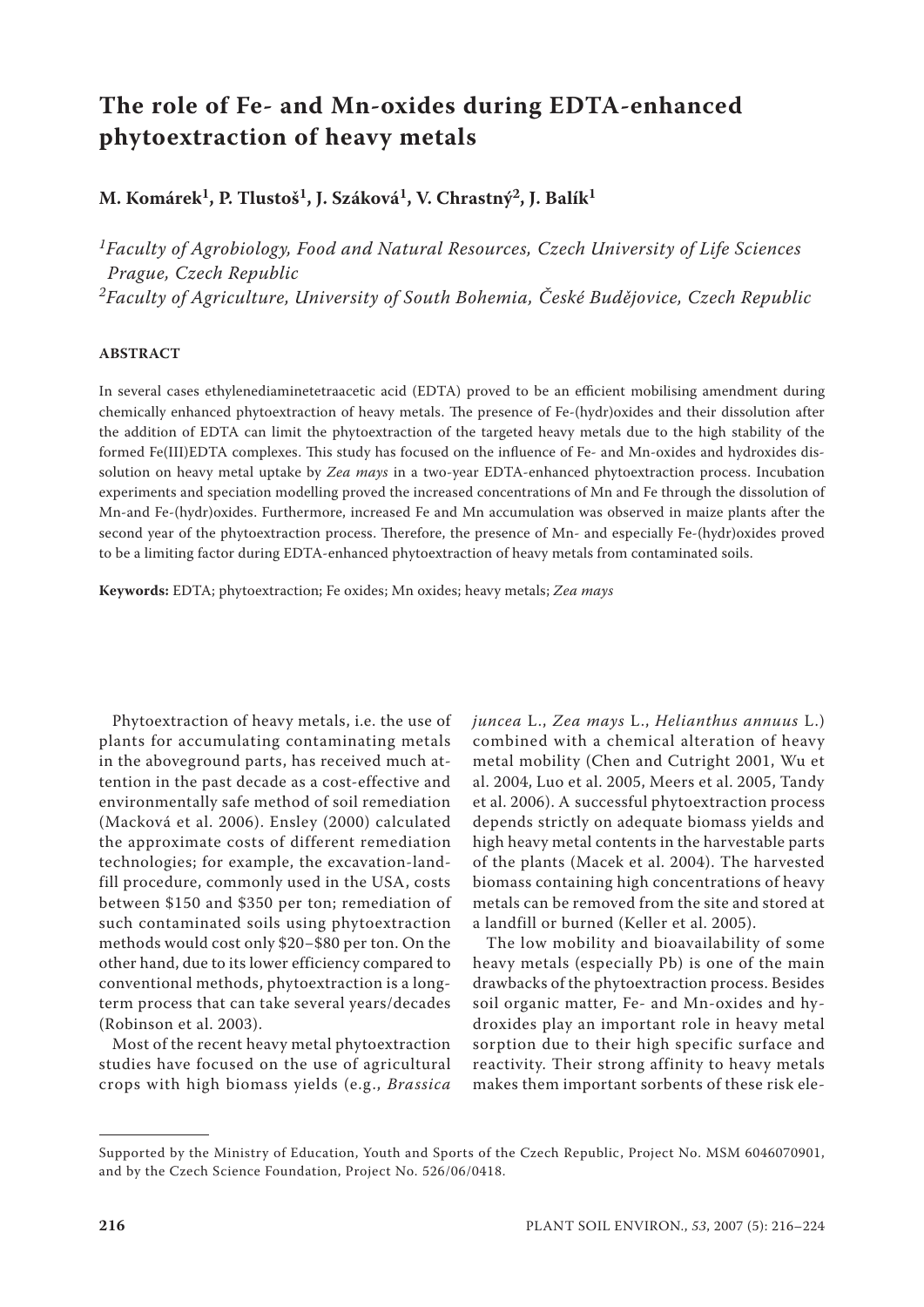# The role of Fe- and Mn-oxides during EDTA-enhanced phytoextraction of heavy metals

**M. Komárek[1], P. Tlustoš[1], J. Száková[1], V. Chrastný[2], J. Balík[1]**

*[1]Faculty of Agrobiology, Food and Natural Resources, Czech University of Life Sciences Prague, Czech Republic*
*[2]Faculty of Agriculture, University of South Bohemia, České Budějovice, Czech Republic*

**ABSTRACT**

In several cases ethylenediaminetetraacetic acid (EDTA) proved to be an efficient mobilising amendment during chemically enhanced phytoextraction of heavy metals. The presence of Fe-(hydr)oxides and their dissolution after the addition of EDTA can limit the phytoextraction of the targeted heavy metals due to the high stability of the formed Fe(III)EDTA complexes. This study has focused on the influence of Fe- and Mn-oxides and hydroxides dissolution on heavy metal uptake by *Zea mays* in a two-year EDTA-enhanced phytoextraction process. Incubation experiments and speciation modelling proved the increased concentrations of Mn and Fe through the dissolution of Mn-and Fe-(hydr)oxides. Furthermore, increased Fe and Mn accumulation was observed in maize plants after the second year of the phytoextraction process. Therefore, the presence of Mn- and especially Fe-(hydr)oxides proved to be a limiting factor during EDTA-enhanced phytoextraction of heavy metals from contaminated soils.

**Keywords:** EDTA; phytoextraction; Fe oxides; Mn oxides; heavy metals; *Zea mays*

Phytoextraction of heavy metals, i.e. the use of plants for accumulating contaminating metals in the aboveground parts, has received much attention in the past decade as a cost-effective and environmentally safe method of soil remediation (Macková et al. 2006). Ensley (2000) calculated the approximate costs of different remediation technologies; for example, the excavation-landfill procedure, commonly used in the USA, costs between \$150 and \$350 per ton; remediation of such contaminated soils using phytoextraction methods would cost only \$20–\$80 per ton. On the other hand, due to its lower efficiency compared to conventional methods, phytoextraction is a long-term process that can take several years/decades (Robinson et al. 2003).

Most of the recent heavy metal phytoextraction studies have focused on the use of agricultural crops with high biomass yields (e.g., *Brassica juncea* L., *Zea mays* L., *Helianthus annuus* L.) combined with a chemical alteration of heavy metal mobility (Chen and Cutright 2001, Wu et al. 2004, Luo et al. 2005, Meers et al. 2005, Tandy et al. 2006). A successful phytoextraction process depends strictly on adequate biomass yields and high heavy metal contents in the harvestable parts of the plants (Macek et al. 2004). The harvested biomass containing high concentrations of heavy metals can be removed from the site and stored at a landfill or burned (Keller et al. 2005).

The low mobility and bioavailability of some heavy metals (especially Pb) is one of the main drawbacks of the phytoextraction process. Besides soil organic matter, Fe- and Mn-oxides and hydroxides play an important role in heavy metal sorption due to their high specific surface and reactivity. Their strong affinity to heavy metals makes them important sorbents of these risk ele-

Supported by the Ministry of Education, Youth and Sports of the Czech Republic, Project No. MSM 6046070901, and by the Czech Science Foundation, Project No. 526/06/0418.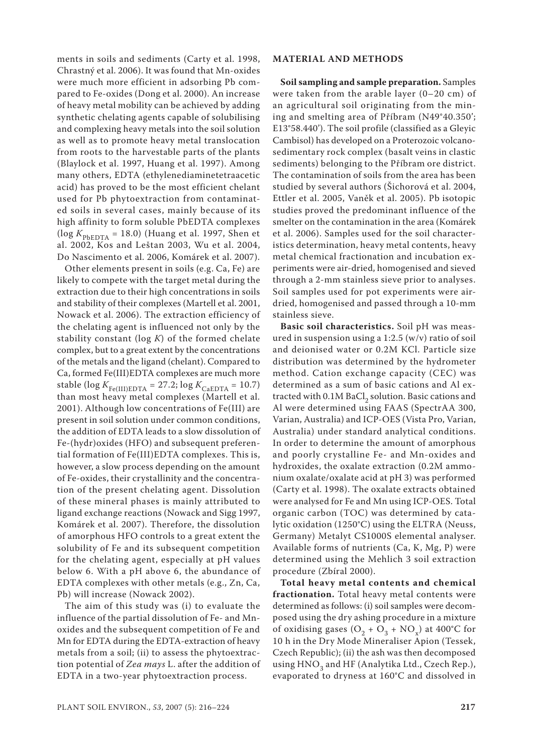ments in soils and sediments (Carty et al. 1998, Chrastný et al. 2006). It was found that Mn-oxides were much more efficient in adsorbing Pb compared to Fe-oxides (Dong et al. 2000). An increase of heavy metal mobility can be achieved by adding synthetic chelating agents capable of solubilising and complexing heavy metals into the soil solution as well as to promote heavy metal translocation from roots to the harvestable parts of the plants (Blaylock et al. 1997, Huang et al. 1997). Among many others, EDTA (ethylenediaminetetraacetic acid) has proved to be the most efficient chelant used for Pb phytoextraction from contaminated soils in several cases, mainly because of its high affinity to form soluble PbEDTA complexes ($\log K_{PbEDTA} = 18.0$) (Huang et al. 1997, Shen et al. 2002, Kos and Leštan 2003, Wu et al. 2004, Do Nascimento et al. 2006, Komárek et al. 2007).

Other elements present in soils (e.g. Ca, Fe) are likely to compete with the target metal during the extraction due to their high concentrations in soils and stability of their complexes (Martell et al. 2001, Nowack et al. 2006). The extraction efficiency of the chelating agent is influenced not only by the stability constant ($\log K$) of the formed chelate complex, but to a great extent by the concentrations of the metals and the ligand (chelant). Compared to Ca, formed Fe(III)EDTA complexes are much more stable ($\log K_{Fe(III)EDTA} = 27.2$; $\log K_{CaEDTA} = 10.7$) than most heavy metal complexes (Martell et al. 2001). Although low concentrations of Fe(III) are present in soil solution under common conditions, the addition of EDTA leads to a slow dissolution of Fe-(hydr)oxides (HFO) and subsequent preferential formation of Fe(III)EDTA complexes. This is, however, a slow process depending on the amount of Fe-oxides, their crystallinity and the concentration of the present chelating agent. Dissolution of these mineral phases is mainly attributed to ligand exchange reactions (Nowack and Sigg 1997, Komárek et al. 2007). Therefore, the dissolution of amorphous HFO controls to a great extent the solubility of Fe and its subsequent competition for the chelating agent, especially at pH values below 6. With a pH above 6, the abundance of EDTA complexes with other metals (e.g., Zn, Ca, Pb) will increase (Nowack 2002).

The aim of this study was (i) to evaluate the influence of the partial dissolution of Fe- and Mn-oxides and the subsequent competition of Fe and Mn for EDTA during the EDTA-extraction of heavy metals from a soil; (ii) to assess the phytoextraction potential of *Zea mays* L. after the addition of EDTA in a two-year phytoextraction process.

## MATERIAL AND METHODS

**Soil sampling and sample preparation.** Samples were taken from the arable layer (0–20 cm) of an agricultural soil originating from the mining and smelting area of Příbram (N49°40.350'; E13°58.440'). The soil profile (classified as a Gleyic Cambisol) has developed on a Proterozoic volcano-sedimentary rock complex (basalt veins in clastic sediments) belonging to the Příbram ore district. The contamination of soils from the area has been studied by several authors (Šichorová et al. 2004, Ettler et al. 2005, Vaněk et al. 2005). Pb isotopic studies proved the predominant influence of the smelter on the contamination in the area (Komárek et al. 2006). Samples used for the soil characteristics determination, heavy metal contents, heavy metal chemical fractionation and incubation experiments were air-dried, homogenised and sieved through a 2-mm stainless sieve prior to analyses. Soil samples used for pot experiments were air-dried, homogenised and passed through a 10-mm stainless sieve.

**Basic soil characteristics.** Soil pH was measured in suspension using a 1:2.5 (w/v) ratio of soil and deionised water or 0.2M KCl. Particle size distribution was determined by the hydrometer method. Cation exchange capacity (CEC) was determined as a sum of basic cations and Al extracted with 0.1M $BaCl_2$ solution. Basic cations and Al were determined using FAAS (SpectrAA 300, Varian, Australia) and ICP-OES (Vista Pro, Varian, Australia) under standard analytical conditions. In order to determine the amount of amorphous and poorly crystalline Fe- and Mn-oxides and hydroxides, the oxalate extraction (0.2M ammonium oxalate/oxalate acid at pH 3) was performed (Carty et al. 1998). The oxalate extracts obtained were analysed for Fe and Mn using ICP-OES. Total organic carbon (TOC) was determined by catalytic oxidation (1250°C) using the ELTRA (Neuss, Germany) Metalyt CS1000S elemental analyser. Available forms of nutrients (Ca, K, Mg, P) were determined using the Mehlich 3 soil extraction procedure (Zbíral 2000).

**Total heavy metal contents and chemical fractionation.** Total heavy metal contents were determined as follows: (i) soil samples were decomposed using the dry ashing procedure in a mixture of oxidising gases ($O_2 + O_3 + NO_x$) at 400°C for 10 h in the Dry Mode Mineraliser Apion (Tessek, Czech Republic); (ii) the ash was then decomposed using $HNO_3$ and HF (Analytika Ltd., Czech Rep.), evaporated to dryness at 160°C and dissolved in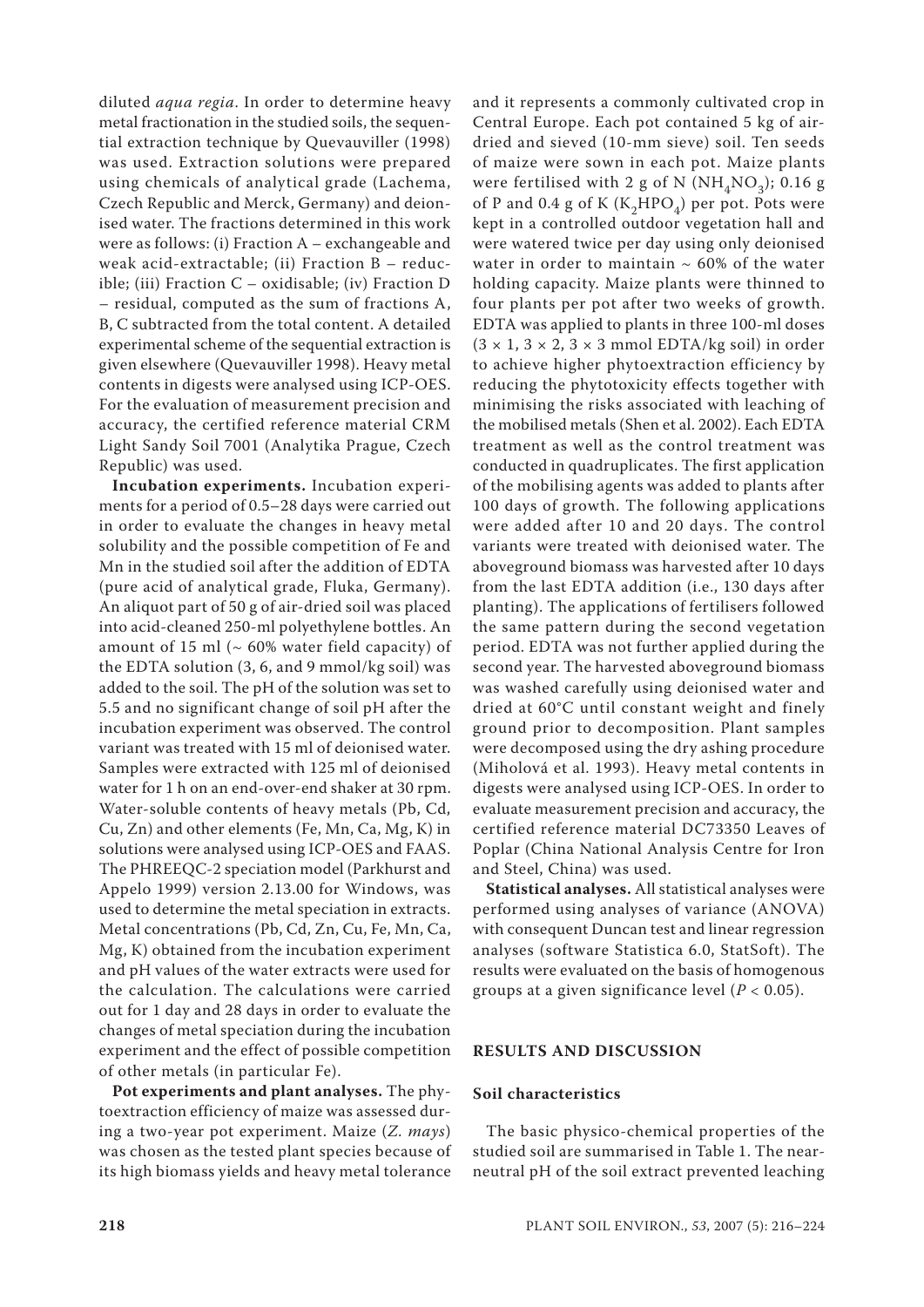diluted *aqua regia*. In order to determine heavy metal fractionation in the studied soils, the sequential extraction technique by Quevauviller (1998) was used. Extraction solutions were prepared using chemicals of analytical grade (Lachema, Czech Republic and Merck, Germany) and deionised water. The fractions determined in this work were as follows: (i) Fraction A – exchangeable and weak acid-extractable; (ii) Fraction B – reducible; (iii) Fraction C – oxidisable; (iv) Fraction D – residual, computed as the sum of fractions A, B, C subtracted from the total content. A detailed experimental scheme of the sequential extraction is given elsewhere (Quevauviller 1998). Heavy metal contents in digests were analysed using ICP-OES. For the evaluation of measurement precision and accuracy, the certified reference material CRM Light Sandy Soil 7001 (Analytika Prague, Czech Republic) was used.

**Incubation experiments.** Incubation experiments for a period of 0.5–28 days were carried out in order to evaluate the changes in heavy metal solubility and the possible competition of Fe and Mn in the studied soil after the addition of EDTA (pure acid of analytical grade, Fluka, Germany). An aliquot part of 50 g of air-dried soil was placed into acid-cleaned 250-ml polyethylene bottles. An amount of 15 ml (~ 60% water field capacity) of the EDTA solution (3, 6, and 9 mmol/kg soil) was added to the soil. The pH of the solution was set to 5.5 and no significant change of soil pH after the incubation experiment was observed. The control variant was treated with 15 ml of deionised water. Samples were extracted with 125 ml of deionised water for 1 h on an end-over-end shaker at 30 rpm. Water-soluble contents of heavy metals (Pb, Cd, Cu, Zn) and other elements (Fe, Mn, Ca, Mg, K) in solutions were analysed using ICP-OES and FAAS. The PHREEQC-2 speciation model (Parkhurst and Appelo 1999) version 2.13.00 for Windows, was used to determine the metal speciation in extracts. Metal concentrations (Pb, Cd, Zn, Cu, Fe, Mn, Ca, Mg, K) obtained from the incubation experiment and pH values of the water extracts were used for the calculation. The calculations were carried out for 1 day and 28 days in order to evaluate the changes of metal speciation during the incubation experiment and the effect of possible competition of other metals (in particular Fe).

**Pot experiments and plant analyses.** The phytoextraction efficiency of maize was assessed during a two-year pot experiment. Maize (*Z. mays*) was chosen as the tested plant species because of its high biomass yields and heavy metal tolerance and it represents a commonly cultivated crop in Central Europe. Each pot contained 5 kg of air-dried and sieved (10-mm sieve) soil. Ten seeds of maize were sown in each pot. Maize plants were fertilised with 2 g of N ($NH_4NO_3$); 0.16 g of P and 0.4 g of K ($K_2HPO_4$) per pot. Pots were kept in a controlled outdoor vegetation hall and were watered twice per day using only deionised water in order to maintain ~ 60% of the water holding capacity. Maize plants were thinned to four plants per pot after two weeks of growth. EDTA was applied to plants in three 100-ml doses (3 × 1, 3 × 2, 3 × 3 mmol EDTA/kg soil) in order to achieve higher phytoextraction efficiency by reducing the phytotoxicity effects together with minimising the risks associated with leaching of the mobilised metals (Shen et al. 2002). Each EDTA treatment as well as the control treatment was conducted in quadruplicates. The first application of the mobilising agents was added to plants after 100 days of growth. The following applications were added after 10 and 20 days. The control variants were treated with deionised water. The aboveground biomass was harvested after 10 days from the last EDTA addition (i.e., 130 days after planting). The applications of fertilisers followed the same pattern during the second vegetation period. EDTA was not further applied during the second year. The harvested aboveground biomass was washed carefully using deionised water and dried at 60°C until constant weight and finely ground prior to decomposition. Plant samples were decomposed using the dry ashing procedure (Miholová et al. 1993). Heavy metal contents in digests were analysed using ICP-OES. In order to evaluate measurement precision and accuracy, the certified reference material DC73350 Leaves of Poplar (China National Analysis Centre for Iron and Steel, China) was used.

**Statistical analyses.** All statistical analyses were performed using analyses of variance (ANOVA) with consequent Duncan test and linear regression analyses (software Statistica 6.0, StatSoft). The results were evaluated on the basis of homogenous groups at a given significance level ($P < 0.05$).

## RESULTS AND DISCUSSION

### Soil characteristics

The basic physico-chemical properties of the studied soil are summarised in Table 1. The near-neutral pH of the soil extract prevented leaching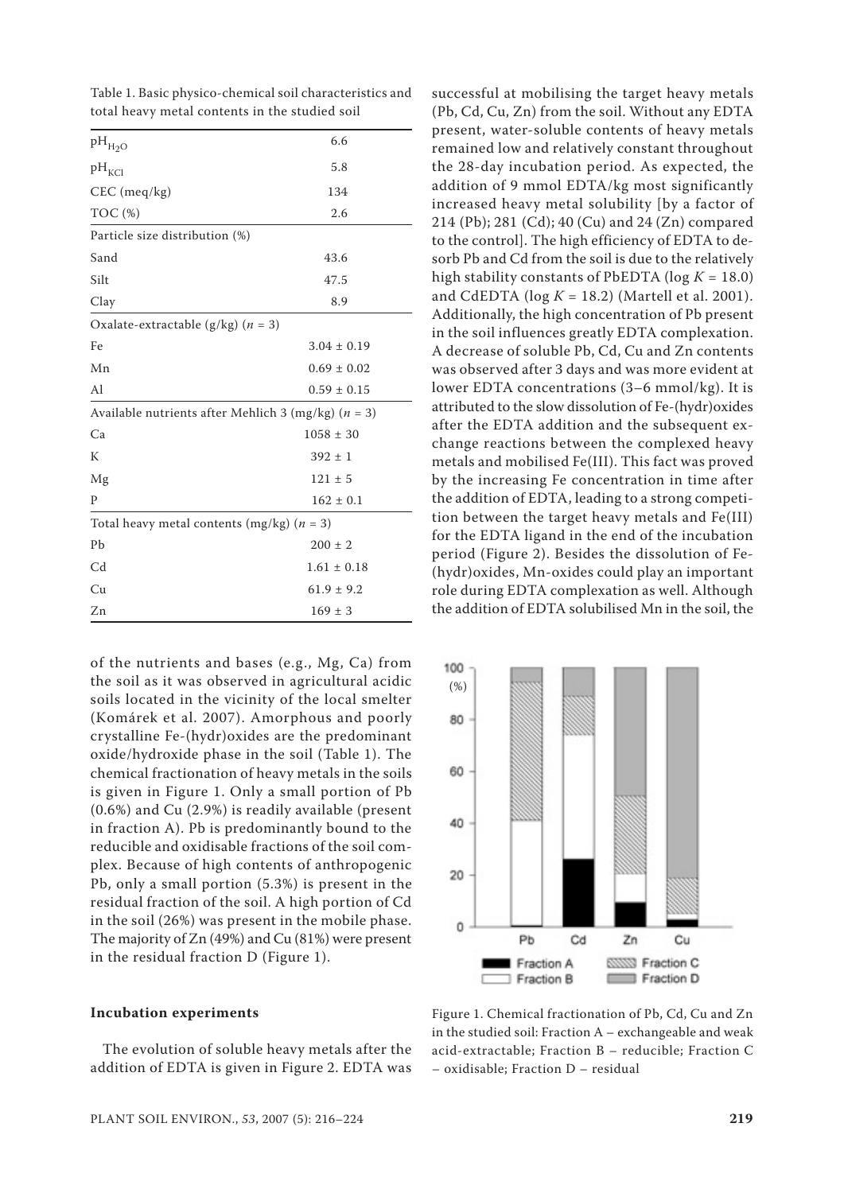Table 1. Basic physico-chemical soil characteristics and total heavy metal contents in the studied soil

| | |
|---|---|
| $pH_{H_2O}$ | 6.6 |
| $pH_{KCl}$ | 5.8 |
| CEC (meq/kg) | 134 |
| TOC (%) | 2.6 |
| Particle size distribution (%) | |
| Sand | 43.6 |
| Silt | 47.5 |
| Clay | 8.9 |
| Oxalate-extractable (g/kg) ($n$ = 3) | |
| Fe | 3.04 ± 0.19 |
| Mn | 0.69 ± 0.02 |
| Al | 0.59 ± 0.15 |
| Available nutrients after Mehlich 3 (mg/kg) ($n$ = 3) | |
| Ca | 1058 ± 30 |
| K | 392 ± 1 |
| Mg | 121 ± 5 |
| P | 162 ± 0.1 |
| Total heavy metal contents (mg/kg) ($n$ = 3) | |
| Pb | 200 ± 2 |
| Cd | 1.61 ± 0.18 |
| Cu | 61.9 ± 9.2 |
| Zn | 169 ± 3 |

of the nutrients and bases (e.g., Mg, Ca) from the soil as it was observed in agricultural acidic soils located in the vicinity of the local smelter (Komárek et al. 2007). Amorphous and poorly crystalline Fe-(hydr)oxides are the predominant oxide/hydroxide phase in the soil (Table 1). The chemical fractionation of heavy metals in the soils is given in Figure 1. Only a small portion of Pb (0.6%) and Cu (2.9%) is readily available (present in fraction A). Pb is predominantly bound to the reducible and oxidisable fractions of the soil complex. Because of high contents of anthropogenic Pb, only a small portion (5.3%) is present in the residual fraction of the soil. A high portion of Cd in the soil (26%) was present in the mobile phase. The majority of Zn (49%) and Cu (81%) were present in the residual fraction D (Figure 1).

### Incubation experiments

The evolution of soluble heavy metals after the addition of EDTA is given in Figure 2. EDTA was successful at mobilising the target heavy metals (Pb, Cd, Cu, Zn) from the soil. Without any EDTA present, water-soluble contents of heavy metals remained low and relatively constant throughout the 28-day incubation period. As expected, the addition of 9 mmol EDTA/kg most significantly increased heavy metal solubility [by a factor of 214 (Pb); 281 (Cd); 40 (Cu) and 24 (Zn) compared to the control]. The high efficiency of EDTA to desorb Pb and Cd from the soil is due to the relatively high stability constants of PbEDTA (log $K$ = 18.0) and CdEDTA (log $K$ = 18.2) (Martell et al. 2001). Additionally, the high concentration of Pb present in the soil influences greatly EDTA complexation. A decrease of soluble Pb, Cd, Cu and Zn contents was observed after 3 days and was more evident at lower EDTA concentrations (3–6 mmol/kg). It is attributed to the slow dissolution of Fe-(hydr)oxides after the EDTA addition and the subsequent exchange reactions between the complexed heavy metals and mobilised Fe(III). This fact was proved by the increasing Fe concentration in time after the addition of EDTA, leading to a strong competition between the target heavy metals and Fe(III) for the EDTA ligand in the end of the incubation period (Figure 2). Besides the dissolution of Fe-(hydr)oxides, Mn-oxides could play an important role during EDTA complexation as well. Although the addition of EDTA solubilised Mn in the soil, the

Figure 1. Chemical fractionation of Pb, Cd, Cu and Zn in the studied soil: Fraction A – exchangeable and weak acid-extractable; Fraction B – reducible; Fraction C – oxidisable; Fraction D – residual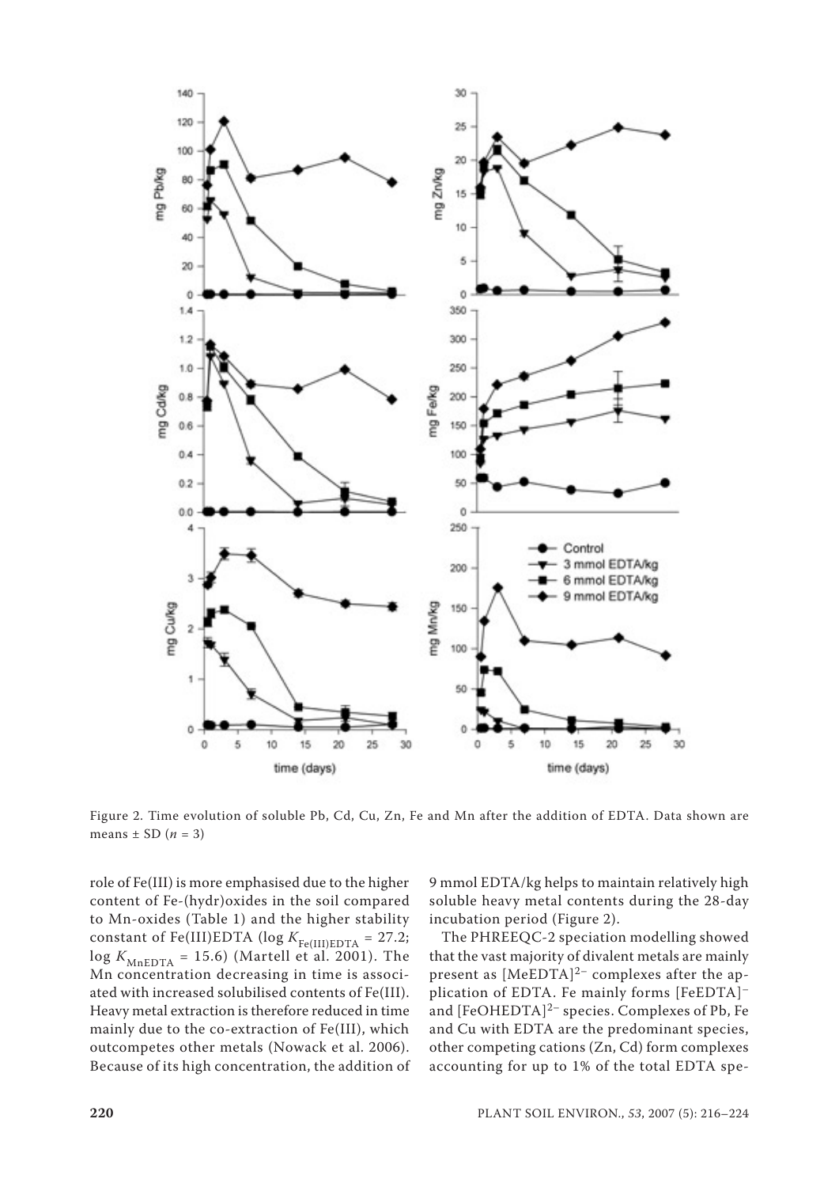Figure 2. Time evolution of soluble Pb, Cd, Cu, Zn, Fe and Mn after the addition of EDTA. Data shown are means ± SD ($n = 3$)

role of Fe(III) is more emphasised due to the higher content of Fe-(hydr)oxides in the soil compared to Mn-oxides (Table 1) and the higher stability constant of Fe(III)EDTA ($\log K_{Fe(III)EDTA} = 27.2$; $\log K_{MnEDTA} = 15.6$) (Martell et al. 2001). The Mn concentration decreasing in time is associated with increased solubilised contents of Fe(III). Heavy metal extraction is therefore reduced in time mainly due to the co-extraction of Fe(III), which outcompetes other metals (Nowack et al. 2006). Because of its high concentration, the addition of 9 mmol EDTA/kg helps to maintain relatively high soluble heavy metal contents during the 28-day incubation period (Figure 2).

The PHREEQC-2 speciation modelling showed that the vast majority of divalent metals are mainly present as $[MeEDTA]^{2-}$ complexes after the application of EDTA. Fe mainly forms $[FeEDTA]^{-}$ and $[FeOHEDTA]^{2-}$ species. Complexes of Pb, Fe and Cu with EDTA are the predominant species, other competing cations (Zn, Cd) form complexes accounting for up to 1% of the total EDTA spe-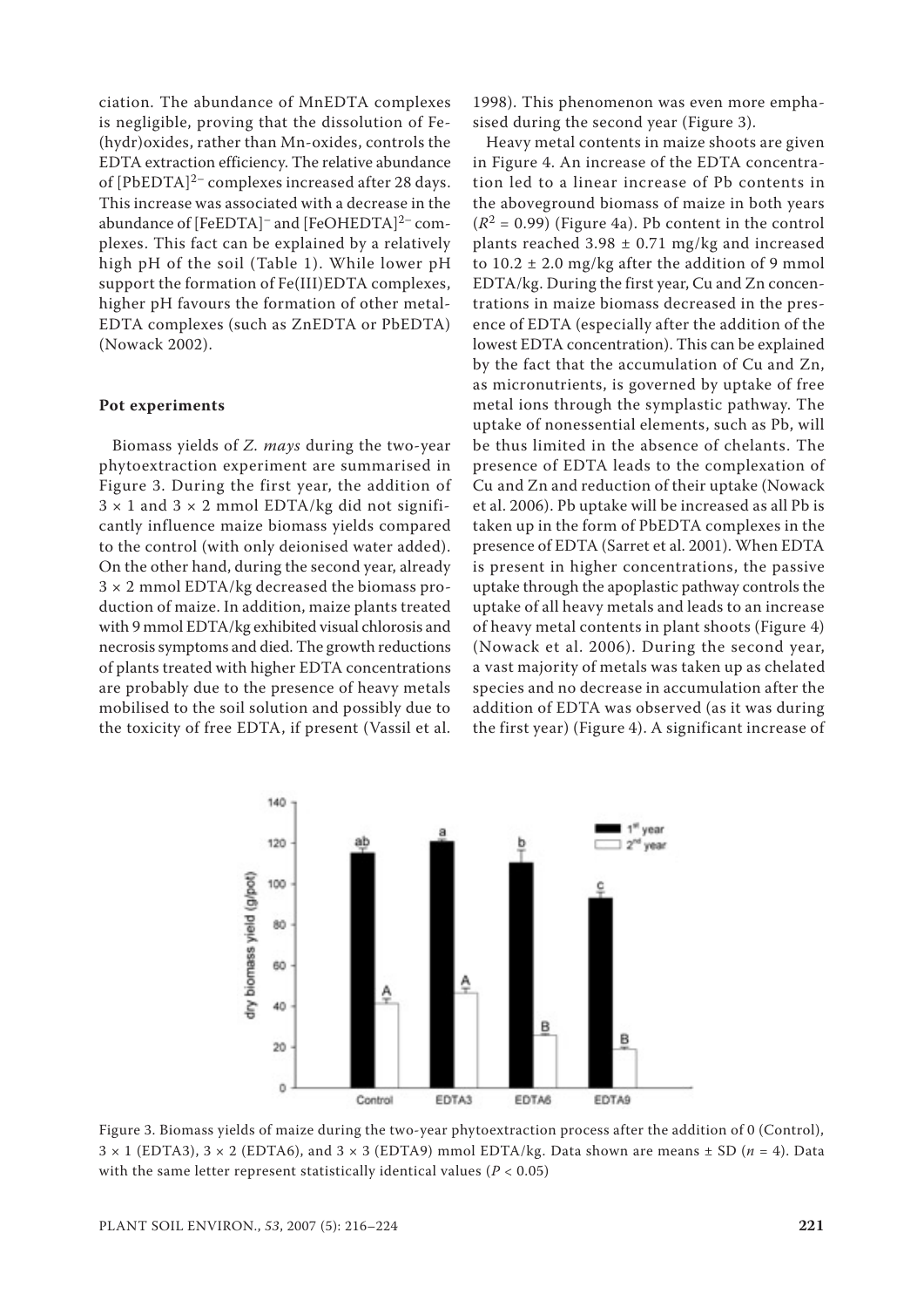ciation. The abundance of MnEDTA complexes is negligible, proving that the dissolution of Fe-(hydr)oxides, rather than Mn-oxides, controls the EDTA extraction efficiency. The relative abundance of $[PbEDTA]^{2-}$ complexes increased after 28 days. This increase was associated with a decrease in the abundance of $[FeEDTA]^{-}$ and $[FeOHEDTA]^{2-}$ complexes. This fact can be explained by a relatively high pH of the soil (Table 1). While lower pH support the formation of Fe(III)EDTA complexes, higher pH favours the formation of other metal-EDTA complexes (such as ZnEDTA or PbEDTA) (Nowack 2002).

### Pot experiments

Biomass yields of *Z. mays* during the two-year phytoextraction experiment are summarised in Figure 3. During the first year, the addition of $3 \times 1$ and $3 \times 2$ mmol EDTA/kg did not significantly influence maize biomass yields compared to the control (with only deionised water added). On the other hand, during the second year, already $3 \times 2$ mmol EDTA/kg decreased the biomass production of maize. In addition, maize plants treated with 9 mmol EDTA/kg exhibited visual chlorosis and necrosis symptoms and died. The growth reductions of plants treated with higher EDTA concentrations are probably due to the presence of heavy metals mobilised to the soil solution and possibly due to the toxicity of free EDTA, if present (Vassil et al. 1998). This phenomenon was even more emphasised during the second year (Figure 3).

Heavy metal contents in maize shoots are given in Figure 4. An increase of the EDTA concentration led to a linear increase of Pb contents in the aboveground biomass of maize in both years ($R^2 = 0.99$) (Figure 4a). Pb content in the control plants reached $3.98 \pm 0.71$ mg/kg and increased to $10.2 \pm 2.0$ mg/kg after the addition of 9 mmol EDTA/kg. During the first year, Cu and Zn concentrations in maize biomass decreased in the presence of EDTA (especially after the addition of the lowest EDTA concentration). This can be explained by the fact that the accumulation of Cu and Zn, as micronutrients, is governed by uptake of free metal ions through the symplastic pathway. The uptake of nonessential elements, such as Pb, will be thus limited in the absence of chelants. The presence of EDTA leads to the complexation of Cu and Zn and reduction of their uptake (Nowack et al. 2006). Pb uptake will be increased as all Pb is taken up in the form of PbEDTA complexes in the presence of EDTA (Sarret et al. 2001). When EDTA is present in higher concentrations, the passive uptake through the apoplastic pathway controls the uptake of all heavy metals and leads to an increase of heavy metal contents in plant shoots (Figure 4) (Nowack et al. 2006). During the second year, a vast majority of metals was taken up as chelated species and no decrease in accumulation after the addition of EDTA was observed (as it was during the first year) (Figure 4). A significant increase of

Figure 3. Biomass yields of maize during the two-year phytoextraction process after the addition of 0 (Control), $3 \times 1$ (EDTA3), $3 \times 2$ (EDTA6), and $3 \times 3$ (EDTA9) mmol EDTA/kg. Data shown are means ± SD ($n = 4$). Data with the same letter represent statistically identical values ($P < 0.05$)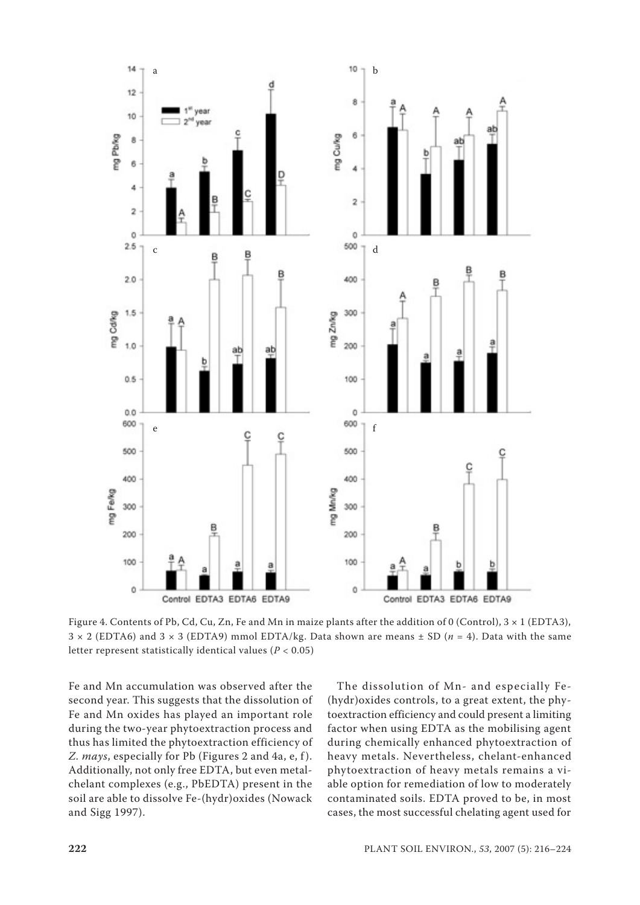Figure 4. Contents of Pb, Cd, Cu, Zn, Fe and Mn in maize plants after the addition of 0 (Control), 3 × 1 (EDTA3), 3 × 2 (EDTA6) and 3 × 3 (EDTA9) mmol EDTA/kg. Data shown are means ± SD ($n = 4$). Data with the same letter represent statistically identical values ($P < 0.05$)

Fe and Mn accumulation was observed after the second year. This suggests that the dissolution of Fe and Mn oxides has played an important role during the two-year phytoextraction process and thus has limited the phytoextraction efficiency of *Z. mays*, especially for Pb (Figures 2 and 4a, e, f). Additionally, not only free EDTA, but even metal-chelant complexes (e.g., PbEDTA) present in the soil are able to dissolve Fe-(hydr)oxides (Nowack and Sigg 1997).

The dissolution of Mn- and especially Fe-(hydr)oxides controls, to a great extent, the phytoextraction efficiency and could present a limiting factor when using EDTA as the mobilising agent during chemically enhanced phytoextraction of heavy metals. Nevertheless, chelant-enhanced phytoextraction of heavy metals remains a viable option for remediation of low to moderately contaminated soils. EDTA proved to be, in most cases, the most successful chelating agent used for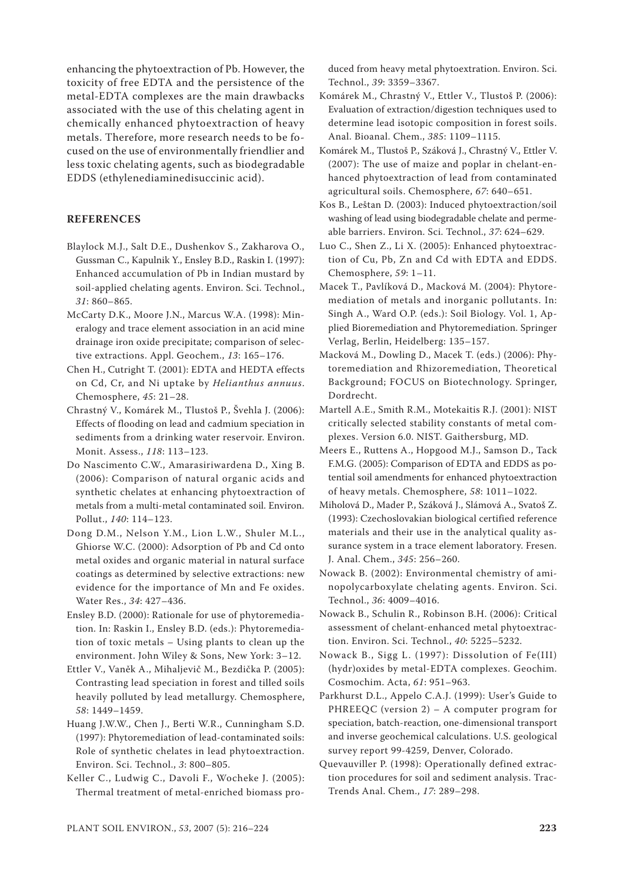enhancing the phytoextraction of Pb. However, the toxicity of free EDTA and the persistence of the metal-EDTA complexes are the main drawbacks associated with the use of this chelating agent in chemically enhanced phytoextraction of heavy metals. Therefore, more research needs to be focused on the use of environmentally friendlier and less toxic chelating agents, such as biodegradable EDDS (ethylenediaminedisuccinic acid).

## REFERENCES

Blaylock M.J., Salt D.E., Dushenkov S., Zakharova O., Gussman C., Kapulnik Y., Ensley B.D., Raskin I. (1997): Enhanced accumulation of Pb in Indian mustard by soil-applied chelating agents. Environ. Sci. Technol., *31*: 860–865.

McCarty D.K., Moore J.N., Marcus W.A. (1998): Mineralogy and trace element association in an acid mine drainage iron oxide precipitate; comparison of selective extractions. Appl. Geochem., *13*: 165–176.

Chen H., Cutright T. (2001): EDTA and HEDTA effects on Cd, Cr, and Ni uptake by *Helianthus annuus*. Chemosphere, *45*: 21–28.

Chrastný V., Komárek M., Tlustoš P., Švehla J. (2006): Effects of flooding on lead and cadmium speciation in sediments from a drinking water reservoir. Environ. Monit. Assess., *118*: 113–123.

Do Nascimento C.W., Amarasiriwardena D., Xing B. (2006): Comparison of natural organic acids and synthetic chelates at enhancing phytoextraction of metals from a multi-metal contaminated soil. Environ. Pollut., *140*: 114–123.

Dong D.M., Nelson Y.M., Lion L.W., Shuler M.L., Ghiorse W.C. (2000): Adsorption of Pb and Cd onto metal oxides and organic material in natural surface coatings as determined by selective extractions: new evidence for the importance of Mn and Fe oxides. Water Res., *34*: 427–436.

Ensley B.D. (2000): Rationale for use of phytoremediation. In: Raskin I., Ensley B.D. (eds.): Phytoremediation of toxic metals – Using plants to clean up the environment. John Wiley & Sons, New York: 3–12.

Ettler V., Vaněk A., Mihaljevič M., Bezdička P. (2005): Contrasting lead speciation in forest and tilled soils heavily polluted by lead metallurgy. Chemosphere, *58*: 1449–1459.

Huang J.W.W., Chen J., Berti W.R., Cunningham S.D. (1997): Phytoremediation of lead-contaminated soils: Role of synthetic chelates in lead phytoextraction. Environ. Sci. Technol., *3*: 800–805.

Keller C., Ludwig C., Davoli F., Wocheke J. (2005): Thermal treatment of metal-enriched biomass produced from heavy metal phytoextration. Environ. Sci. Technol., *39*: 3359–3367.

Komárek M., Chrastný V., Ettler V., Tlustoš P. (2006): Evaluation of extraction/digestion techniques used to determine lead isotopic composition in forest soils. Anal. Bioanal. Chem., *385*: 1109–1115.

Komárek M., Tlustoš P., Száková J., Chrastný V., Ettler V. (2007): The use of maize and poplar in chelant-enhanced phytoextraction of lead from contaminated agricultural soils. Chemosphere, *67*: 640–651.

Kos B., Leštan D. (2003): Induced phytoextraction/soil washing of lead using biodegradable chelate and permeable barriers. Environ. Sci. Technol., *37*: 624–629.

Luo C., Shen Z., Li X. (2005): Enhanced phytoextraction of Cu, Pb, Zn and Cd with EDTA and EDDS. Chemosphere, *59*: 1–11.

Macek T., Pavlíková D., Macková M. (2004): Phytoremediation of metals and inorganic pollutants. In: Singh A., Ward O.P. (eds.): Soil Biology. Vol. 1, Applied Bioremediation and Phytoremediation. Springer Verlag, Berlin, Heidelberg: 135–157.

Macková M., Dowling D., Macek T. (eds.) (2006): Phytoremediation and Rhizoremediation, Theoretical Background; FOCUS on Biotechnology. Springer, Dordrecht.

Martell A.E., Smith R.M., Motekaitis R.J. (2001): NIST critically selected stability constants of metal complexes. Version 6.0. NIST. Gaithersburg, MD.

Meers E., Ruttens A., Hopgood M.J., Samson D., Tack F.M.G. (2005): Comparison of EDTA and EDDS as potential soil amendments for enhanced phytoextraction of heavy metals. Chemosphere, *58*: 1011–1022.

Miholová D., Mader P., Száková J., Slámová A., Svatoš Z. (1993): Czechoslovakian biological certified reference materials and their use in the analytical quality assurance system in a trace element laboratory. Fresen. J. Anal. Chem., *345*: 256–260.

Nowack B. (2002): Environmental chemistry of aminopolycarboxylate chelating agents. Environ. Sci. Technol., *36*: 4009–4016.

Nowack B., Schulin R., Robinson B.H. (2006): Critical assessment of chelant-enhanced metal phytoextraction. Environ. Sci. Technol., *40*: 5225–5232.

Nowack B., Sigg L. (1997): Dissolution of Fe(III) (hydr)oxides by metal-EDTA complexes. Geochim. Cosmochim. Acta, *61*: 951–963.

Parkhurst D.L., Appelo C.A.J. (1999): User's Guide to PHREEQC (version 2) – A computer program for speciation, batch-reaction, one-dimensional transport and inverse geochemical calculations. U.S. geological survey report 99-4259, Denver, Colorado.

Quevauviller P. (1998): Operationally defined extraction procedures for soil and sediment analysis. Trac-Trends Anal. Chem., *17*: 289–298.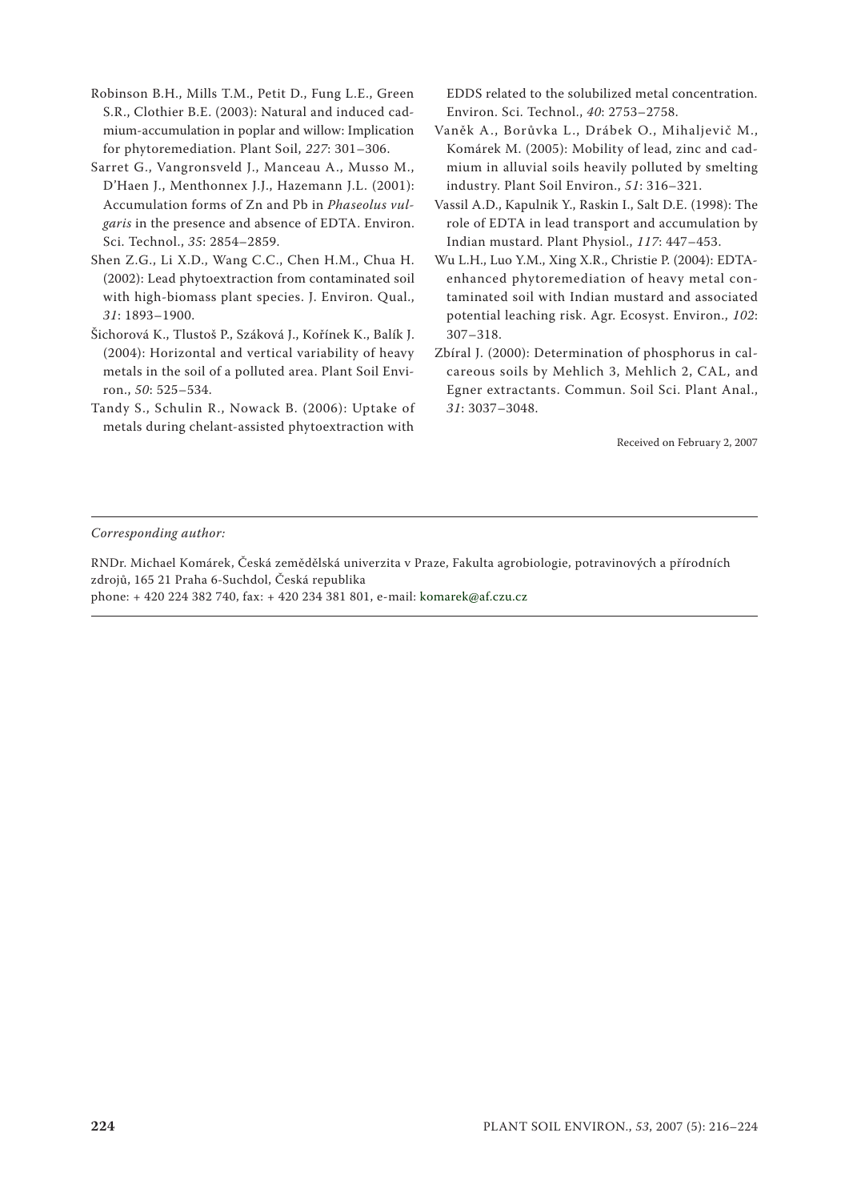Robinson B.H., Mills T.M., Petit D., Fung L.E., Green S.R., Clothier B.E. (2003): Natural and induced cadmium-accumulation in poplar and willow: Implication for phytoremediation. Plant Soil, *227*: 301–306.

Sarret G., Vangronsveld J., Manceau A., Musso M., D'Haen J., Menthonnex J.J., Hazemann J.L. (2001): Accumulation forms of Zn and Pb in *Phaseolus vulgaris* in the presence and absence of EDTA. Environ. Sci. Technol., *35*: 2854–2859.

Shen Z.G., Li X.D., Wang C.C., Chen H.M., Chua H. (2002): Lead phytoextraction from contaminated soil with high-biomass plant species. J. Environ. Qual., *31*: 1893–1900.

Šichorová K., Tlustoš P., Száková J., Kořínek K., Balík J. (2004): Horizontal and vertical variability of heavy metals in the soil of a polluted area. Plant Soil Environ., *50*: 525–534.

Tandy S., Schulin R., Nowack B. (2006): Uptake of metals during chelant-assisted phytoextraction with EDDS related to the solubilized metal concentration. Environ. Sci. Technol., *40*: 2753–2758.

Vaněk A., Borůvka L., Drábek O., Mihaljevič M., Komárek M. (2005): Mobility of lead, zinc and cadmium in alluvial soils heavily polluted by smelting industry. Plant Soil Environ., *51*: 316–321.

Vassil A.D., Kapulnik Y., Raskin I., Salt D.E. (1998): The role of EDTA in lead transport and accumulation by Indian mustard. Plant Physiol., *117*: 447–453.

Wu L.H., Luo Y.M., Xing X.R., Christie P. (2004): EDTA-enhanced phytoremediation of heavy metal contaminated soil with Indian mustard and associated potential leaching risk. Agr. Ecosyst. Environ., *102*: 307–318.

Zbíral J. (2000): Determination of phosphorus in calcareous soils by Mehlich 3, Mehlich 2, CAL, and Egner extractants. Commun. Soil Sci. Plant Anal., *31*: 3037–3048.

Received on February 2, 2007

*Corresponding author:*

RNDr. Michael Komárek, Česká zemědělská univerzita v Praze, Fakulta agrobiologie, potravinových a přírodních zdrojů, 165 21 Praha 6-Suchdol, Česká republika
phone: + 420 224 382 740, fax: + 420 234 381 801, e-mail: komarek@af.czu.cz